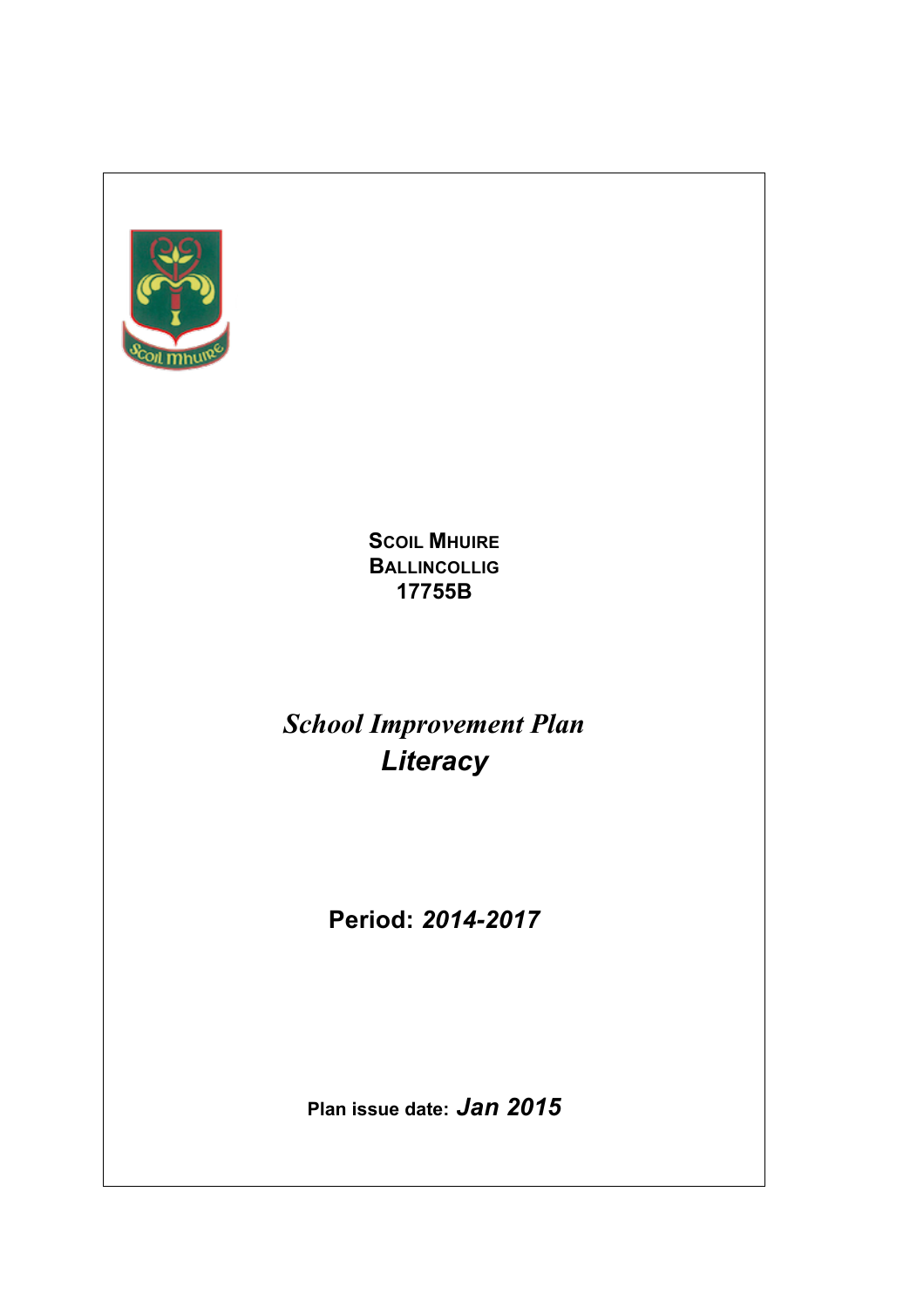**SCOIL MHUIRE**
**BALLINCOLLIG**
**17755B**

# *School Improvement Plan*
## *Literacy*

**Period:** ***2014-2017***

**Plan issue date:** ***Jan 2015***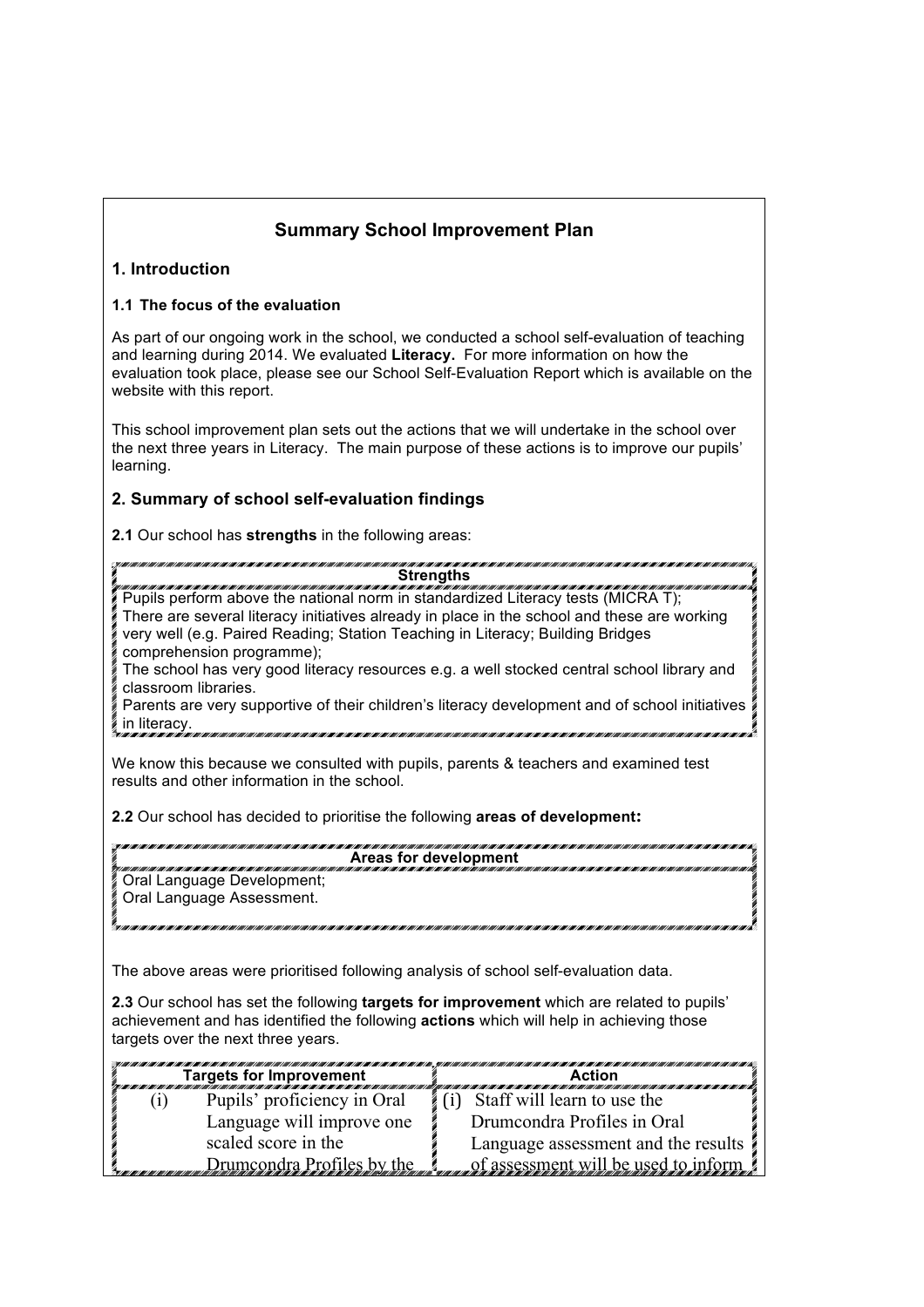## Summary School Improvement Plan

### 1. Introduction

#### 1.1 The focus of the evaluation

As part of our ongoing work in the school, we conducted a school self-evaluation of teaching and learning during 2014. We evaluated **Literacy.** For more information on how the evaluation took place, please see our School Self-Evaluation Report which is available on the website with this report.

This school improvement plan sets out the actions that we will undertake in the school over the next three years in Literacy. The main purpose of these actions is to improve our pupils' learning.

### 2. Summary of school self-evaluation findings

**2.1** Our school has **strengths** in the following areas:

| **Strengths** |
|---|
| Pupils perform above the national norm in standardized Literacy tests (MICRA T); There are several literacy initiatives already in place in the school and these are working very well (e.g. Paired Reading; Station Teaching in Literacy; Building Bridges comprehension programme); The school has very good literacy resources e.g. a well stocked central school library and classroom libraries. Parents are very supportive of their children's literacy development and of school initiatives in literacy. |

We know this because we consulted with pupils, parents & teachers and examined test results and other information in the school.

**2.2** Our school has decided to prioritise the following **areas of development:**

| **Areas for development** |
|---|
| Oral Language Development; Oral Language Assessment. |

The above areas were prioritised following analysis of school self-evaluation data.

**2.3** Our school has set the following **targets for improvement** which are related to pupils' achievement and has identified the following **actions** which will help in achieving those targets over the next three years.

| Targets for Improvement | Action |
|---|---|
| (i) Pupils' proficiency in Oral Language will improve one scaled score in the Drumcondra Profiles by the | (i) Staff will learn to use the Drumcondra Profiles in Oral Language assessment and the results of assessment will be used to inform |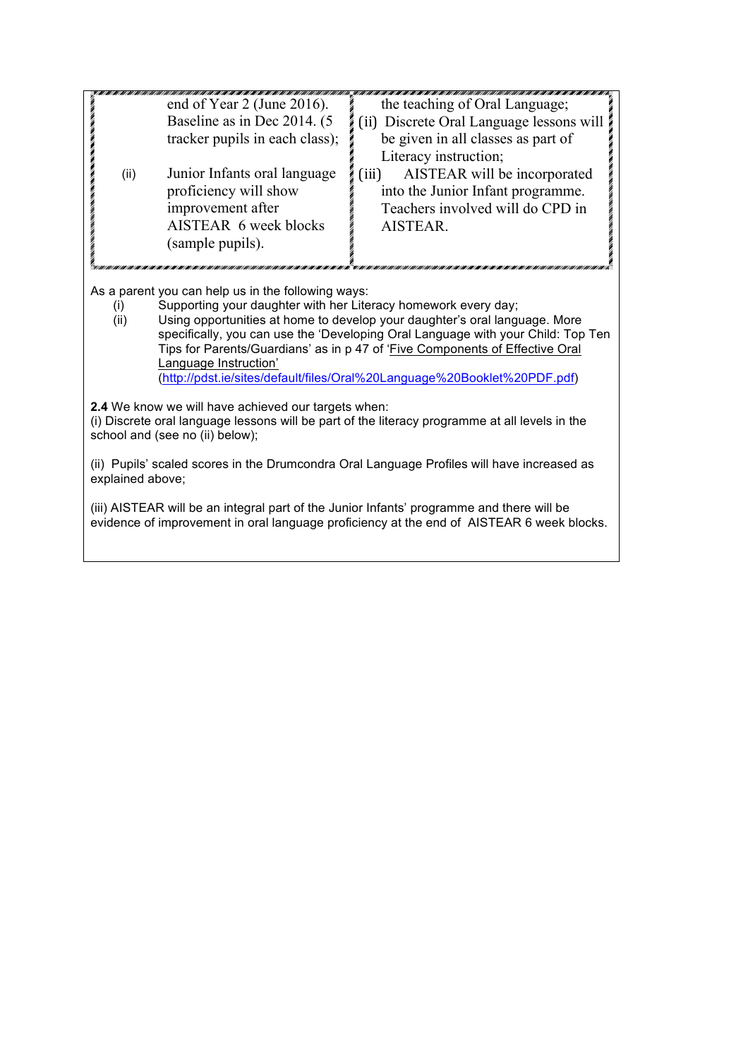| | |
|---|---|
| end of Year 2 (June 2016). Baseline as in Dec 2014. (5 tracker pupils in each class);<br><br>(ii) Junior Infants oral language proficiency will show improvement after AISTEAR 6 week blocks (sample pupils). | the teaching of Oral Language;<br>(ii) Discrete Oral Language lessons will be given in all classes as part of Literacy instruction;<br>(iii) AISTEAR will be incorporated into the Junior Infant programme. Teachers involved will do CPD in AISTEAR. |

As a parent you can help us in the following ways:

(i) Supporting your daughter with her Literacy homework every day;

(ii) Using opportunities at home to develop your daughter's oral language. More specifically, you can use the 'Developing Oral Language with your Child: Top Ten Tips for Parents/Guardians' as in p 47 of 'Five Components of Effective Oral Language Instruction' (http://pdst.ie/sites/default/files/Oral%20Language%20Booklet%20PDF.pdf)

**2.4** We know we will have achieved our targets when:

(i) Discrete oral language lessons will be part of the literacy programme at all levels in the school and (see no (ii) below);

(ii) Pupils' scaled scores in the Drumcondra Oral Language Profiles will have increased as explained above;

(iii) AISTEAR will be an integral part of the Junior Infants' programme and there will be evidence of improvement in oral language proficiency at the end of AISTEAR 6 week blocks.